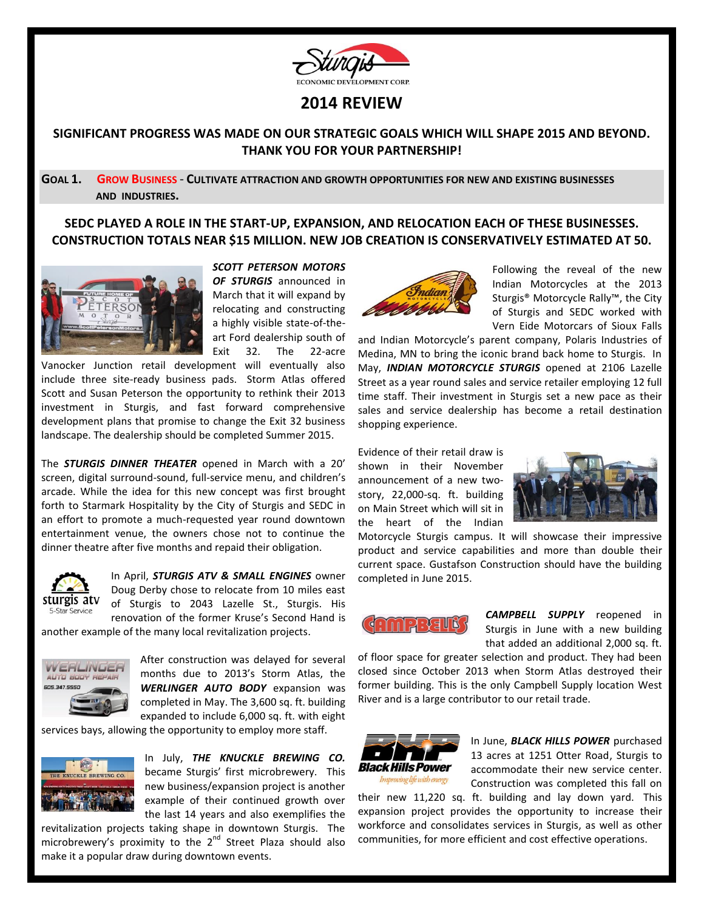# 2014 REVIEW

## SIGNIFICANT PROGRESS WAS MADE ON OUR STRATEGIC GOALS WHICH WILL SHAPE 2015 AND BEYOND. THANK YOU FOR YOUR PARTNERSHIP!

### GOAL 1. GROW BUSINESS - CULTIVATE ATTRACTION AND GROWTH OPPORTUNITIES FOR NEW AND EXISTING BUSINESSES AND INDUSTRIES.

**SEDC PLAYED A ROLE IN THE START-UP, EXPANSION, AND RELOCATION EACH OF THESE BUSINESSES. CONSTRUCTION TOTALS NEAR $15 MILLION. NEW JOB CREATION IS CONSERVATIVELY ESTIMATED AT 50.**

***SCOTT PETERSON MOTORS OF STURGIS*** announced in March that it will expand by relocating and constructing a highly visible state-of-the-art Ford dealership south of Exit 32. The 22-acre Vanocker Junction retail development will eventually also include three site-ready business pads. Storm Atlas offered Scott and Susan Peterson the opportunity to rethink their 2013 investment in Sturgis, and fast forward comprehensive development plans that promise to change the Exit 32 business landscape. The dealership should be completed Summer 2015.

The ***STURGIS DINNER THEATER*** opened in March with a 20' screen, digital surround-sound, full-service menu, and children's arcade. While the idea for this new concept was first brought forth to Starmark Hospitality by the City of Sturgis and SEDC in an effort to promote a much-requested year round downtown entertainment venue, the owners chose not to continue the dinner theatre after five months and repaid their obligation.

In April, ***STURGIS ATV & SMALL ENGINES*** owner Doug Derby chose to relocate from 10 miles east of Sturgis to 2043 Lazelle St., Sturgis. His renovation of the former Kruse's Second Hand is another example of the many local revitalization projects.

After construction was delayed for several months due to 2013's Storm Atlas, the ***WERLINGER AUTO BODY*** expansion was completed in May. The 3,600 sq. ft. building expanded to include 6,000 sq. ft. with eight services bays, allowing the opportunity to employ more staff.

In July, ***THE KNUCKLE BREWING CO.*** became Sturgis' first microbrewery. This new business/expansion project is another example of their continued growth over the last 14 years and also exemplifies the revitalization projects taking shape in downtown Sturgis. The microbrewery's proximity to the 2nd Street Plaza should also make it a popular draw during downtown events.

Following the reveal of the new Indian Motorcycles at the 2013 Sturgis® Motorcycle Rally™, the City of Sturgis and SEDC worked with Vern Eide Motorcars of Sioux Falls and Indian Motorcycle's parent company, Polaris Industries of Medina, MN to bring the iconic brand back home to Sturgis. In May, ***INDIAN MOTORCYCLE STURGIS*** opened at 2106 Lazelle Street as a year round sales and service retailer employing 12 full time staff. Their investment in Sturgis set a new pace as their sales and service dealership has become a retail destination shopping experience.

Evidence of their retail draw is shown in their November announcement of a new two-story, 22,000-sq. ft. building on Main Street which will sit in the heart of the Indian Motorcycle Sturgis campus. It will showcase their impressive product and service capabilities and more than double their current space. Gustafson Construction should have the building completed in June 2015.

***CAMPBELL SUPPLY*** reopened in Sturgis in June with a new building that added an additional 2,000 sq. ft. of floor space for greater selection and product. They had been closed since October 2013 when Storm Atlas destroyed their former building. This is the only Campbell Supply location West River and is a large contributor to our retail trade.

In June, ***BLACK HILLS POWER*** purchased 13 acres at 1251 Otter Road, Sturgis to accommodate their new service center. Construction was completed this fall on their new 11,220 sq. ft. building and lay down yard. This expansion project provides the opportunity to increase their workforce and consolidates services in Sturgis, as well as other communities, for more efficient and cost effective operations.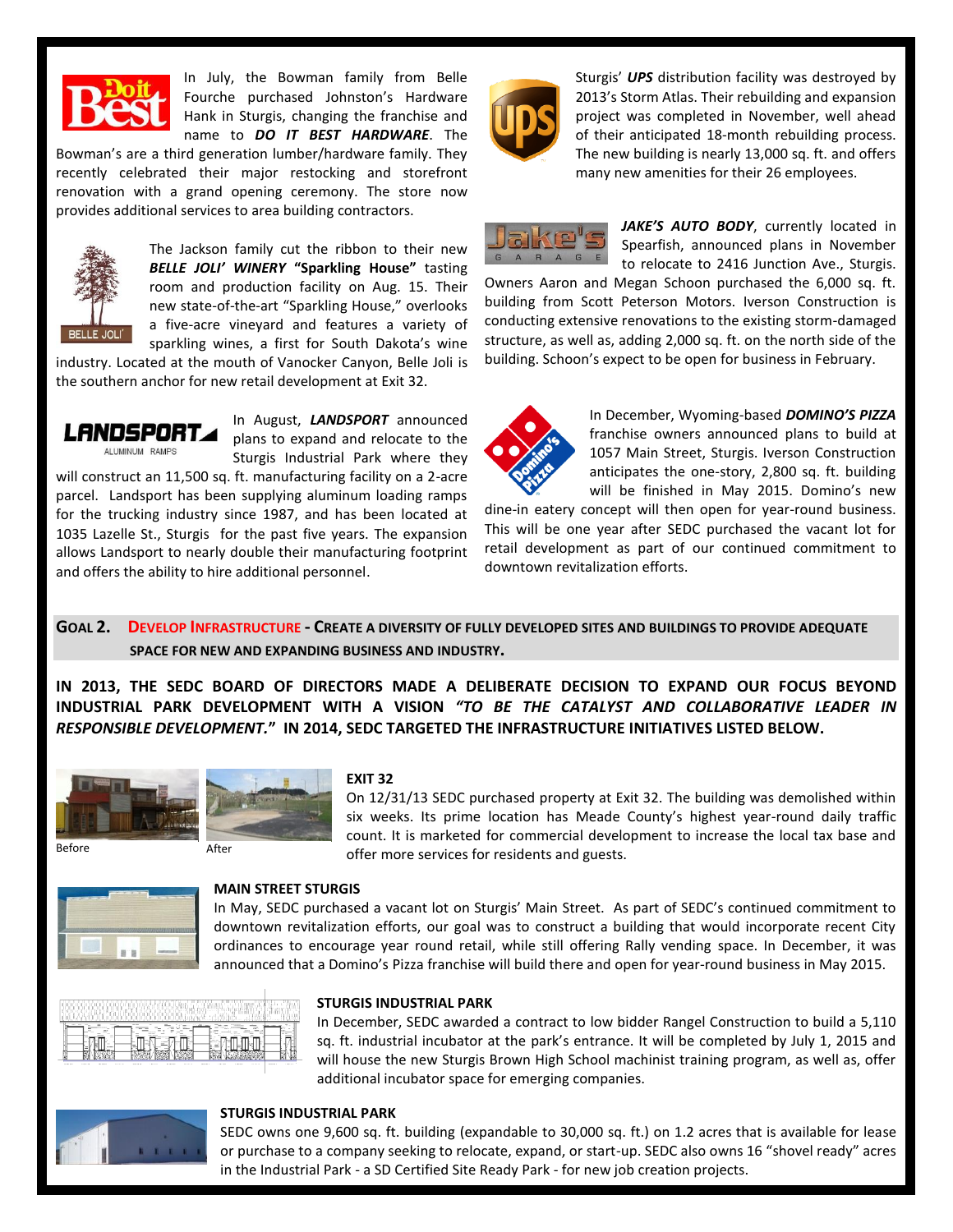In July, the Bowman family from Belle Fourche purchased Johnston's Hardware Hank in Sturgis, changing the franchise and name to ***DO IT BEST HARDWARE***. The Bowman's are a third generation lumber/hardware family. They recently celebrated their major restocking and storefront renovation with a grand opening ceremony. The store now provides additional services to area building contractors.

The Jackson family cut the ribbon to their new ***BELLE JOLI' WINERY*** **"Sparkling House"** tasting room and production facility on Aug. 15. Their new state-of-the-art "Sparkling House," overlooks a five-acre vineyard and features a variety of sparkling wines, a first for South Dakota's wine industry. Located at the mouth of Vanocker Canyon, Belle Joli is the southern anchor for new retail development at Exit 32.

In August, ***LANDSPORT*** announced plans to expand and relocate to the Sturgis Industrial Park where they will construct an 11,500 sq. ft. manufacturing facility on a 2-acre parcel. Landsport has been supplying aluminum loading ramps for the trucking industry since 1987, and has been located at 1035 Lazelle St., Sturgis for the past five years. The expansion allows Landsport to nearly double their manufacturing footprint and offers the ability to hire additional personnel.

Sturgis' ***UPS*** distribution facility was destroyed by 2013's Storm Atlas. Their rebuilding and expansion project was completed in November, well ahead of their anticipated 18-month rebuilding process. The new building is nearly 13,000 sq. ft. and offers many new amenities for their 26 employees.

***JAKE'S AUTO BODY***, currently located in Spearfish, announced plans in November to relocate to 2416 Junction Ave., Sturgis. Owners Aaron and Megan Schoon purchased the 6,000 sq. ft. building from Scott Peterson Motors. Iverson Construction is conducting extensive renovations to the existing storm-damaged structure, as well as, adding 2,000 sq. ft. on the north side of the building. Schoon's expect to be open for business in February.

In December, Wyoming-based ***DOMINO'S PIZZA*** franchise owners announced plans to build at 1057 Main Street, Sturgis. Iverson Construction anticipates the one-story, 2,800 sq. ft. building will be finished in May 2015. Domino's new dine-in eatery concept will then open for year-round business. This will be one year after SEDC purchased the vacant lot for retail development as part of our continued commitment to downtown revitalization efforts.

## GOAL 2. DEVELOP INFRASTRUCTURE - CREATE A DIVERSITY OF FULLY DEVELOPED SITES AND BUILDINGS TO PROVIDE ADEQUATE SPACE FOR NEW AND EXPANDING BUSINESS AND INDUSTRY.

**IN 2013, THE SEDC BOARD OF DIRECTORS MADE A DELIBERATE DECISION TO EXPAND OUR FOCUS BEYOND INDUSTRIAL PARK DEVELOPMENT WITH A VISION *"TO BE THE CATALYST AND COLLABORATIVE LEADER IN RESPONSIBLE DEVELOPMENT."* IN 2014, SEDC TARGETED THE INFRASTRUCTURE INITIATIVES LISTED BELOW.**

Before After

### EXIT 32

On 12/31/13 SEDC purchased property at Exit 32. The building was demolished within six weeks. Its prime location has Meade County's highest year-round daily traffic count. It is marketed for commercial development to increase the local tax base and offer more services for residents and guests.

### MAIN STREET STURGIS

In May, SEDC purchased a vacant lot on Sturgis' Main Street. As part of SEDC's continued commitment to downtown revitalization efforts, our goal was to construct a building that would incorporate recent City ordinances to encourage year round retail, while still offering Rally vending space. In December, it was announced that a Domino's Pizza franchise will build there and open for year-round business in May 2015.

### STURGIS INDUSTRIAL PARK

In December, SEDC awarded a contract to low bidder Rangel Construction to build a 5,110 sq. ft. industrial incubator at the park's entrance. It will be completed by July 1, 2015 and will house the new Sturgis Brown High School machinist training program, as well as, offer additional incubator space for emerging companies.

### STURGIS INDUSTRIAL PARK

SEDC owns one 9,600 sq. ft. building (expandable to 30,000 sq. ft.) on 1.2 acres that is available for lease or purchase to a company seeking to relocate, expand, or start-up. SEDC also owns 16 "shovel ready" acres in the Industrial Park - a SD Certified Site Ready Park - for new job creation projects.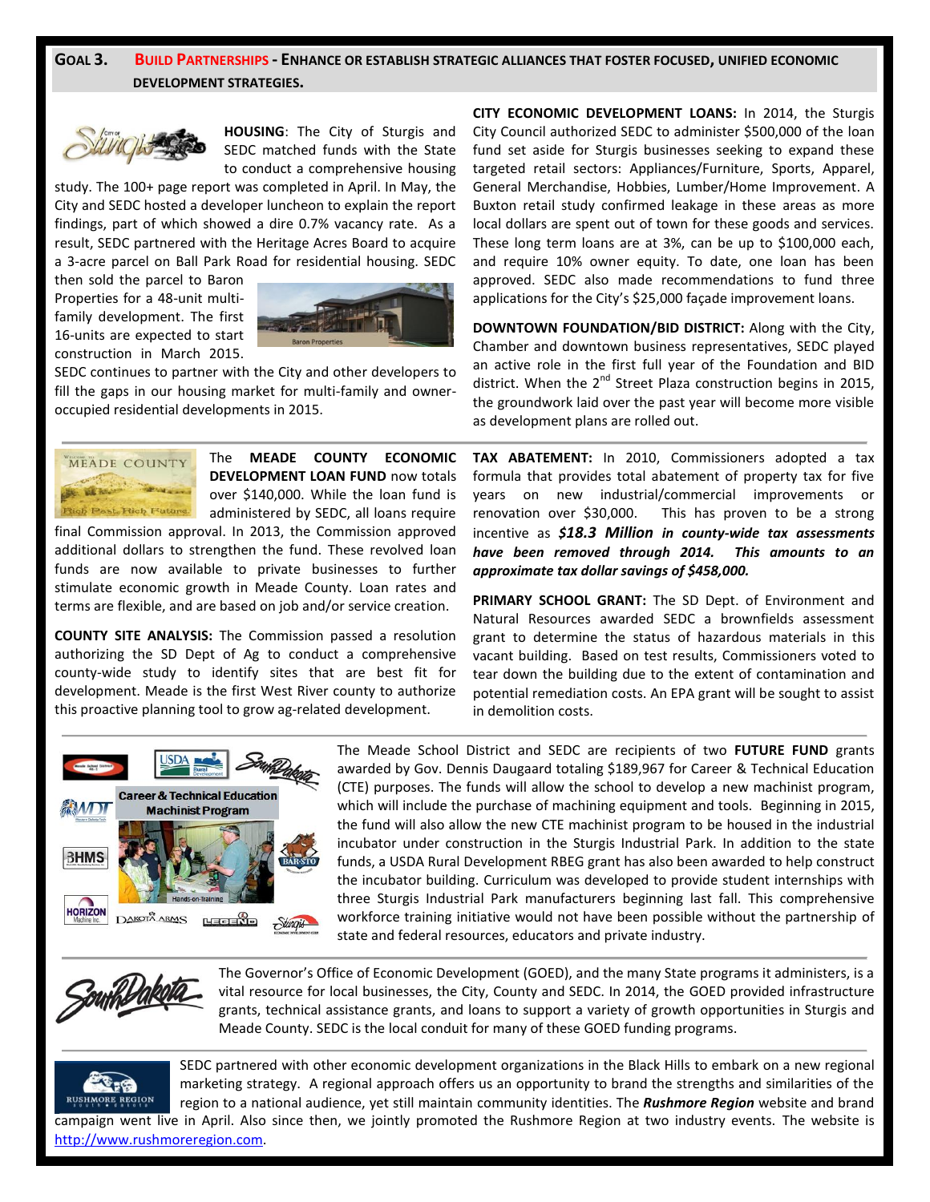## GOAL 3. BUILD PARTNERSHIPS - ENHANCE OR ESTABLISH STRATEGIC ALLIANCES THAT FOSTER FOCUSED, UNIFIED ECONOMIC DEVELOPMENT STRATEGIES.

**HOUSING**: The City of Sturgis and SEDC matched funds with the State to conduct a comprehensive housing study. The 100+ page report was completed in April. In May, the City and SEDC hosted a developer luncheon to explain the report findings, part of which showed a dire 0.7% vacancy rate. As a result, SEDC partnered with the Heritage Acres Board to acquire a 3-acre parcel on Ball Park Road for residential housing. SEDC then sold the parcel to Baron Properties for a 48-unit multi-family development. The first 16-units are expected to start construction in March 2015. SEDC continues to partner with the City and other developers to fill the gaps in our housing market for multi-family and owner-occupied residential developments in 2015.

Baron Properties

**CITY ECONOMIC DEVELOPMENT LOANS:** In 2014, the Sturgis City Council authorized SEDC to administer $500,000 of the loan fund set aside for Sturgis businesses seeking to expand these targeted retail sectors: Appliances/Furniture, Sports, Apparel, General Merchandise, Hobbies, Lumber/Home Improvement. A Buxton retail study confirmed leakage in these areas as more local dollars are spent out of town for these goods and services. These long term loans are at 3%, can be up to $100,000 each, and require 10% owner equity. To date, one loan has been approved. SEDC also made recommendations to fund three applications for the City's $25,000 façade improvement loans.

**DOWNTOWN FOUNDATION/BID DISTRICT:** Along with the City, Chamber and downtown business representatives, SEDC played an active role in the first full year of the Foundation and BID district. When the 2nd Street Plaza construction begins in 2015, the groundwork laid over the past year will become more visible as development plans are rolled out.

The **MEADE COUNTY ECONOMIC DEVELOPMENT LOAN FUND** now totals over $140,000. While the loan fund is administered by SEDC, all loans require final Commission approval. In 2013, the Commission approved additional dollars to strengthen the fund. These revolved loan funds are now available to private businesses to further stimulate economic growth in Meade County. Loan rates and terms are flexible, and are based on job and/or service creation.

**COUNTY SITE ANALYSIS:** The Commission passed a resolution authorizing the SD Dept of Ag to conduct a comprehensive county-wide study to identify sites that are best fit for development. Meade is the first West River county to authorize this proactive planning tool to grow ag-related development.

**TAX ABATEMENT:** In 2010, Commissioners adopted a tax formula that provides total abatement of property tax for five years on new industrial/commercial improvements or renovation over $30,000. This has proven to be a strong incentive as ***$18.3 Million in county-wide tax assessments have been removed through 2014. This amounts to an approximate tax dollar savings of $458,000.***

**PRIMARY SCHOOL GRANT:** The SD Dept. of Environment and Natural Resources awarded SEDC a brownfields assessment grant to determine the status of hazardous materials in this vacant building. Based on test results, Commissioners voted to tear down the building due to the extent of contamination and potential remediation costs. An EPA grant will be sought to assist in demolition costs.

Career & Technical Education Machinist Program

Hands-on-Training

The Meade School District and SEDC are recipients of two **FUTURE FUND** grants awarded by Gov. Dennis Daugaard totaling $189,967 for Career & Technical Education (CTE) purposes. The funds will allow the school to develop a new machinist program, which will include the purchase of machining equipment and tools. Beginning in 2015, the fund will also allow the new CTE machinist program to be housed in the industrial incubator under construction in the Sturgis Industrial Park. In addition to the state funds, a USDA Rural Development RBEG grant has also been awarded to help construct the incubator building. Curriculum was developed to provide student internships with three Sturgis Industrial Park manufacturers beginning last fall. This comprehensive workforce training initiative would not have been possible without the partnership of state and federal resources, educators and private industry.

The Governor's Office of Economic Development (GOED), and the many State programs it administers, is a vital resource for local businesses, the City, County and SEDC. In 2014, the GOED provided infrastructure grants, technical assistance grants, and loans to support a variety of growth opportunities in Sturgis and Meade County. SEDC is the local conduit for many of these GOED funding programs.

SEDC partnered with other economic development organizations in the Black Hills to embark on a new regional marketing strategy. A regional approach offers us an opportunity to brand the strengths and similarities of the region to a national audience, yet still maintain community identities. The ***Rushmore Region*** website and brand campaign went live in April. Also since then, we jointly promoted the Rushmore Region at two industry events. The website is http://www.rushmoreregion.com.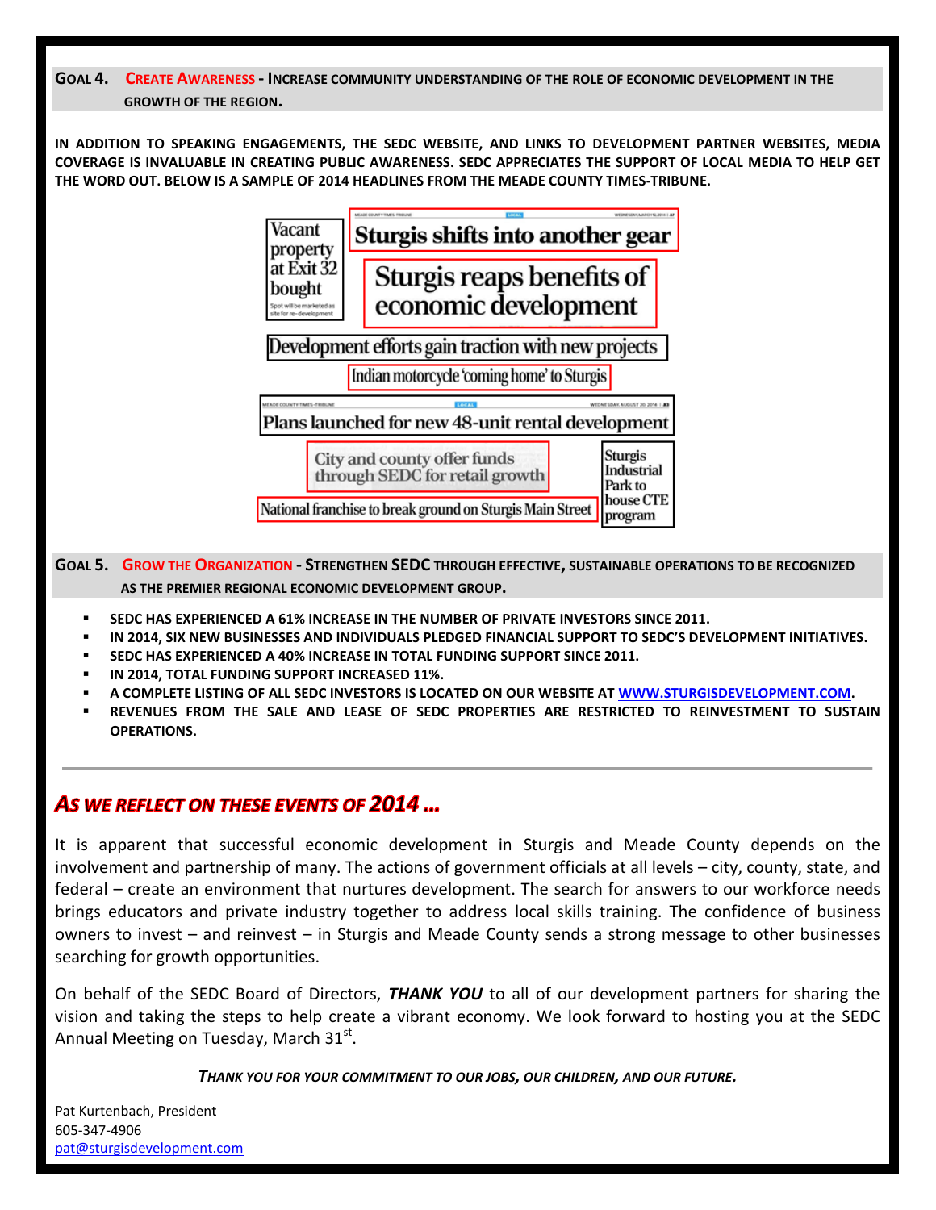## GOAL 4. CREATE AWARENESS - INCREASE COMMUNITY UNDERSTANDING OF THE ROLE OF ECONOMIC DEVELOPMENT IN THE GROWTH OF THE REGION.

**IN ADDITION TO SPEAKING ENGAGEMENTS, THE SEDC WEBSITE, AND LINKS TO DEVELOPMENT PARTNER WEBSITES, MEDIA COVERAGE IS INVALUABLE IN CREATING PUBLIC AWARENESS. SEDC APPRECIATES THE SUPPORT OF LOCAL MEDIA TO HELP GET THE WORD OUT. BELOW IS A SAMPLE OF 2014 HEADLINES FROM THE MEADE COUNTY TIMES-TRIBUNE.**

Vacant property at Exit 32 bought
Spot will be marketed as site for re-development

Sturgis shifts into another gear

Sturgis reaps benefits of economic development

Development efforts gain traction with new projects

Indian motorcycle 'coming home' to Sturgis

Plans launched for new 48-unit rental development

City and county offer funds through SEDC for retail growth

Sturgis Industrial Park to house CTE program

National franchise to break ground on Sturgis Main Street

## GOAL 5. GROW THE ORGANIZATION - STRENGTHEN SEDC THROUGH EFFECTIVE, SUSTAINABLE OPERATIONS TO BE RECOGNIZED AS THE PREMIER REGIONAL ECONOMIC DEVELOPMENT GROUP.

- **SEDC HAS EXPERIENCED A 61% INCREASE IN THE NUMBER OF PRIVATE INVESTORS SINCE 2011.**
- **IN 2014, SIX NEW BUSINESSES AND INDIVIDUALS PLEDGED FINANCIAL SUPPORT TO SEDC'S DEVELOPMENT INITIATIVES.**
- **SEDC HAS EXPERIENCED A 40% INCREASE IN TOTAL FUNDING SUPPORT SINCE 2011.**
- **IN 2014, TOTAL FUNDING SUPPORT INCREASED 11%.**
- **A COMPLETE LISTING OF ALL SEDC INVESTORS IS LOCATED ON OUR WEBSITE AT WWW.STURGISDEVELOPMENT.COM.**
- **REVENUES FROM THE SALE AND LEASE OF SEDC PROPERTIES ARE RESTRICTED TO REINVESTMENT TO SUSTAIN OPERATIONS.**

---

## *AS WE REFLECT ON THESE EVENTS OF 2014 …*

It is apparent that successful economic development in Sturgis and Meade County depends on the involvement and partnership of many. The actions of government officials at all levels – city, county, state, and federal – create an environment that nurtures development. The search for answers to our workforce needs brings educators and private industry together to address local skills training. The confidence of business owners to invest – and reinvest – in Sturgis and Meade County sends a strong message to other businesses searching for growth opportunities.

On behalf of the SEDC Board of Directors, ***THANK YOU*** to all of our development partners for sharing the vision and taking the steps to help create a vibrant economy. We look forward to hosting you at the SEDC Annual Meeting on Tuesday, March 31st.

***THANK YOU FOR YOUR COMMITMENT TO OUR JOBS, OUR CHILDREN, AND OUR FUTURE.***

Pat Kurtenbach, President
605-347-4906
pat@sturgisdevelopment.com